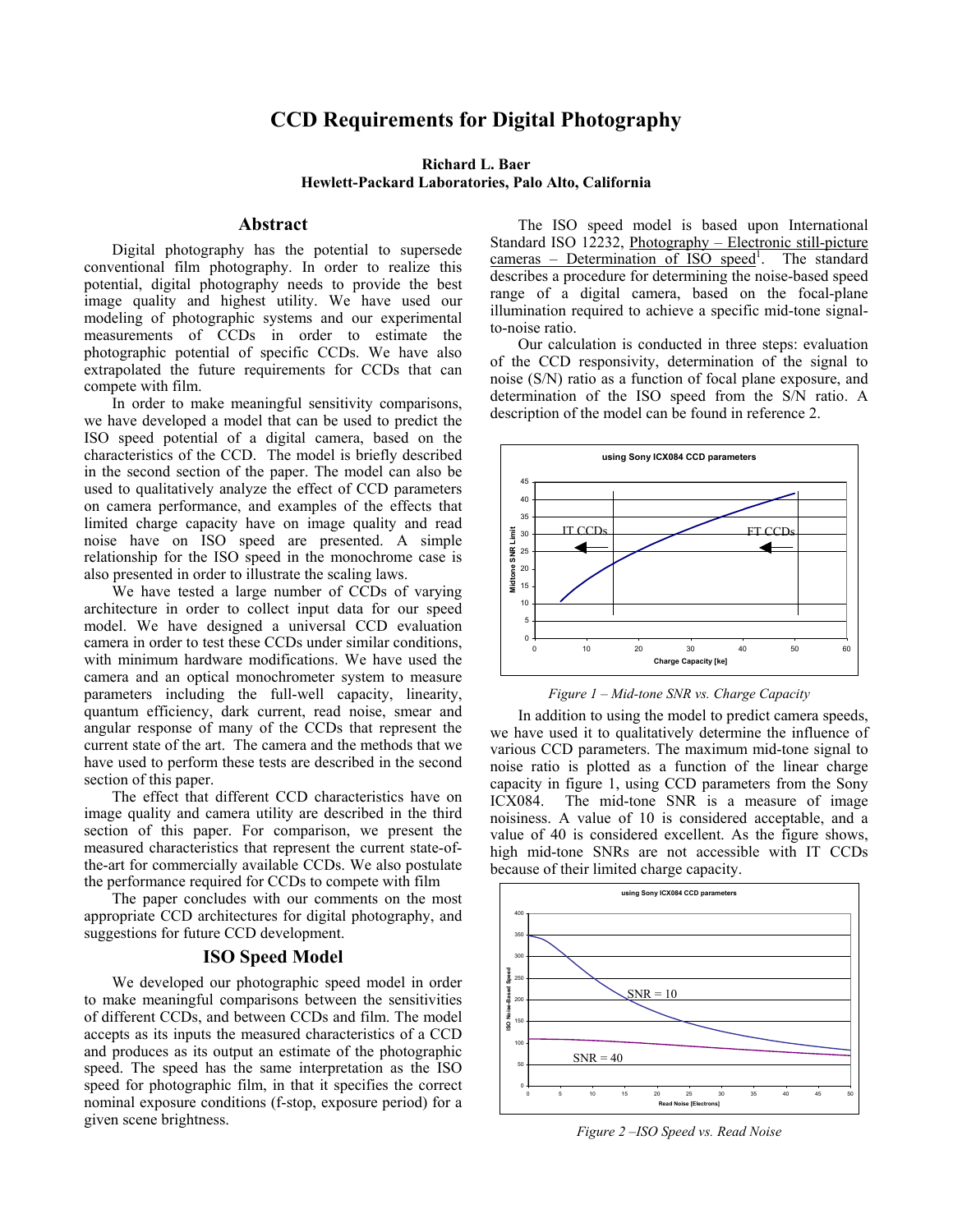# CCD Requirements for Digital Photography

**Richard L. Baer**
**Hewlett-Packard Laboratories, Palo Alto, California**

## Abstract

Digital photography has the potential to supersede conventional film photography. In order to realize this potential, digital photography needs to provide the best image quality and highest utility. We have used our modeling of photographic systems and our experimental measurements of CCDs in order to estimate the photographic potential of specific CCDs. We have also extrapolated the future requirements for CCDs that can compete with film.

In order to make meaningful sensitivity comparisons, we have developed a model that can be used to predict the ISO speed potential of a digital camera, based on the characteristics of the CCD. The model is briefly described in the second section of the paper. The model can also be used to qualitatively analyze the effect of CCD parameters on camera performance, and examples of the effects that limited charge capacity have on image quality and read noise have on ISO speed are presented. A simple relationship for the ISO speed in the monochrome case is also presented in order to illustrate the scaling laws.

We have tested a large number of CCDs of varying architecture in order to collect input data for our speed model. We have designed a universal CCD evaluation camera in order to test these CCDs under similar conditions, with minimum hardware modifications. We have used the camera and an optical monochrometer system to measure parameters including the full-well capacity, linearity, quantum efficiency, dark current, read noise, smear and angular response of many of the CCDs that represent the current state of the art. The camera and the methods that we have used to perform these tests are described in the second section of this paper.

The effect that different CCD characteristics have on image quality and camera utility are described in the third section of this paper. For comparison, we present the measured characteristics that represent the current state-of-the-art for commercially available CCDs. We also postulate the performance required for CCDs to compete with film

The paper concludes with our comments on the most appropriate CCD architectures for digital photography, and suggestions for future CCD development.

## ISO Speed Model

We developed our photographic speed model in order to make meaningful comparisons between the sensitivities of different CCDs, and between CCDs and film. The model accepts as its inputs the measured characteristics of a CCD and produces as its output an estimate of the photographic speed. The speed has the same interpretation as the ISO speed for photographic film, in that it specifies the correct nominal exposure conditions (f-stop, exposure period) for a given scene brightness.

The ISO speed model is based upon International Standard ISO 12232, Photography – Electronic still-picture cameras – Determination of ISO speed[1]. The standard describes a procedure for determining the noise-based speed range of a digital camera, based on the focal-plane illumination required to achieve a specific mid-tone signal-to-noise ratio.

Our calculation is conducted in three steps: evaluation of the CCD responsivity, determination of the signal to noise (S/N) ratio as a function of focal plane exposure, and determination of the ISO speed from the S/N ratio. A description of the model can be found in reference 2.

*Figure 1 – Mid-tone SNR vs. Charge Capacity*

In addition to using the model to predict camera speeds, we have used it to qualitatively determine the influence of various CCD parameters. The maximum mid-tone signal to noise ratio is plotted as a function of the linear charge capacity in figure 1, using CCD parameters from the Sony ICX084. The mid-tone SNR is a measure of image noisiness. A value of 10 is considered acceptable, and a value of 40 is considered excellent. As the figure shows, high mid-tone SNRs are not accessible with IT CCDs because of their limited charge capacity.

*Figure 2 –ISO Speed vs. Read Noise*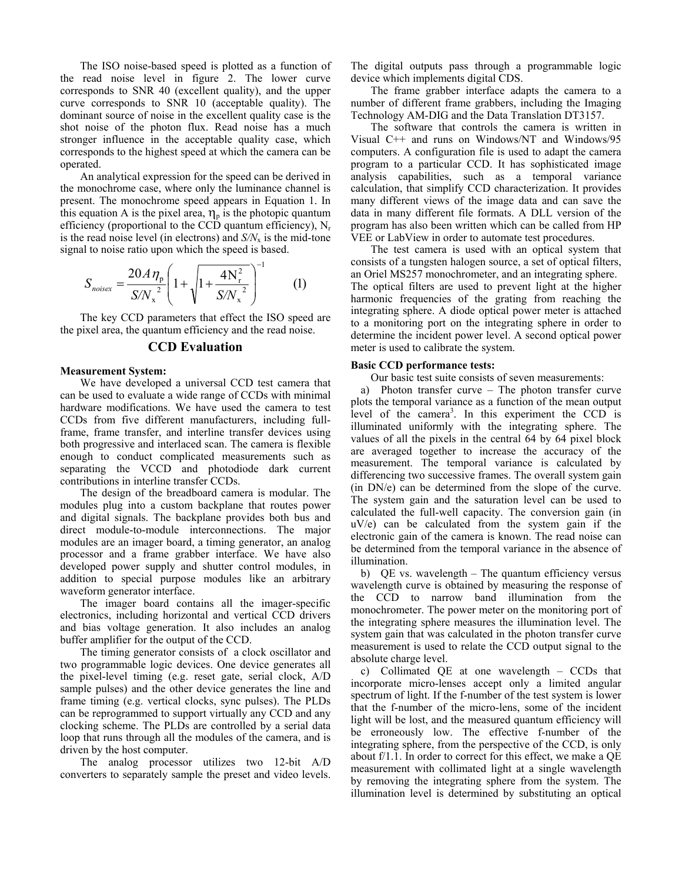The ISO noise-based speed is plotted as a function of the read noise level in figure 2. The lower curve corresponds to SNR 40 (excellent quality), and the upper curve corresponds to SNR 10 (acceptable quality). The dominant source of noise in the excellent quality case is the shot noise of the photon flux. Read noise has a much stronger influence in the acceptable quality case, which corresponds to the highest speed at which the camera can be operated.

An analytical expression for the speed can be derived in the monochrome case, where only the luminance channel is present. The monochrome speed appears in Equation 1. In this equation A is the pixel area, $\eta_p$ is the photopic quantum efficiency (proportional to the CCD quantum efficiency), $N_r$ is the read noise level (in electrons) and $S/N_x$ is the mid-tone signal to noise ratio upon which the speed is based.

$$S_{noisex} = \frac{20A\eta_p}{S/N_x^{\ 2}}\left(1+\sqrt{1+\frac{4N_r^2}{S/N_x^{\ 2}}}\right)^{-1} \qquad (1)$$

The key CCD parameters that effect the ISO speed are the pixel area, the quantum efficiency and the read noise.

## CCD Evaluation

**Measurement System:**

We have developed a universal CCD test camera that can be used to evaluate a wide range of CCDs with minimal hardware modifications. We have used the camera to test CCDs from five different manufacturers, including full-frame, frame transfer, and interline transfer devices using both progressive and interlaced scan. The camera is flexible enough to conduct complicated measurements such as separating the VCCD and photodiode dark current contributions in interline transfer CCDs.

The design of the breadboard camera is modular. The modules plug into a custom backplane that routes power and digital signals. The backplane provides both bus and direct module-to-module interconnections. The major modules are an imager board, a timing generator, an analog processor and a frame grabber interface. We have also developed power supply and shutter control modules, in addition to special purpose modules like an arbitrary waveform generator interface.

The imager board contains all the imager-specific electronics, including horizontal and vertical CCD drivers and bias voltage generation. It also includes an analog buffer amplifier for the output of the CCD.

The timing generator consists of a clock oscillator and two programmable logic devices. One device generates all the pixel-level timing (e.g. reset gate, serial clock, A/D sample pulses) and the other device generates the line and frame timing (e.g. vertical clocks, sync pulses). The PLDs can be reprogrammed to support virtually any CCD and any clocking scheme. The PLDs are controlled by a serial data loop that runs through all the modules of the camera, and is driven by the host computer.

The analog processor utilizes two 12-bit A/D converters to separately sample the preset and video levels. The digital outputs pass through a programmable logic device which implements digital CDS.

The frame grabber interface adapts the camera to a number of different frame grabbers, including the Imaging Technology AM-DIG and the Data Translation DT3157.

The software that controls the camera is written in Visual C++ and runs on Windows/NT and Windows/95 computers. A configuration file is used to adapt the camera program to a particular CCD. It has sophisticated image analysis capabilities, such as a temporal variance calculation, that simplify CCD characterization. It provides many different views of the image data and can save the data in many different file formats. A DLL version of the program has also been written which can be called from HP VEE or LabView in order to automate test procedures.

The test camera is used with an optical system that consists of a tungsten halogen source, a set of optical filters, an Oriel MS257 monochrometer, and an integrating sphere. The optical filters are used to prevent light at the higher harmonic frequencies of the grating from reaching the integrating sphere. A diode optical power meter is attached to a monitoring port on the integrating sphere in order to determine the incident power level. A second optical power meter is used to calibrate the system.

**Basic CCD performance tests:**

Our basic test suite consists of seven measurements:

a) Photon transfer curve – The photon transfer curve plots the temporal variance as a function of the mean output level of the camera[3]. In this experiment the CCD is illuminated uniformly with the integrating sphere. The values of all the pixels in the central 64 by 64 pixel block are averaged together to increase the accuracy of the measurement. The temporal variance is calculated by differencing two successive frames. The overall system gain (in DN/e) can be determined from the slope of the curve. The system gain and the saturation level can be used to calculated the full-well capacity. The conversion gain (in uV/e) can be calculated from the system gain if the electronic gain of the camera is known. The read noise can be determined from the temporal variance in the absence of illumination.

b) QE vs. wavelength – The quantum efficiency versus wavelength curve is obtained by measuring the response of the CCD to narrow band illumination from the monochrometer. The power meter on the monitoring port of the integrating sphere measures the illumination level. The system gain that was calculated in the photon transfer curve measurement is used to relate the CCD output signal to the absolute charge level.

c) Collimated QE at one wavelength – CCDs that incorporate micro-lenses accept only a limited angular spectrum of light. If the f-number of the test system is lower that the f-number of the micro-lens, some of the incident light will be lost, and the measured quantum efficiency will be erroneously low. The effective f-number of the integrating sphere, from the perspective of the CCD, is only about f/1.1. In order to correct for this effect, we make a QE measurement with collimated light at a single wavelength by removing the integrating sphere from the system. The illumination level is determined by substituting an optical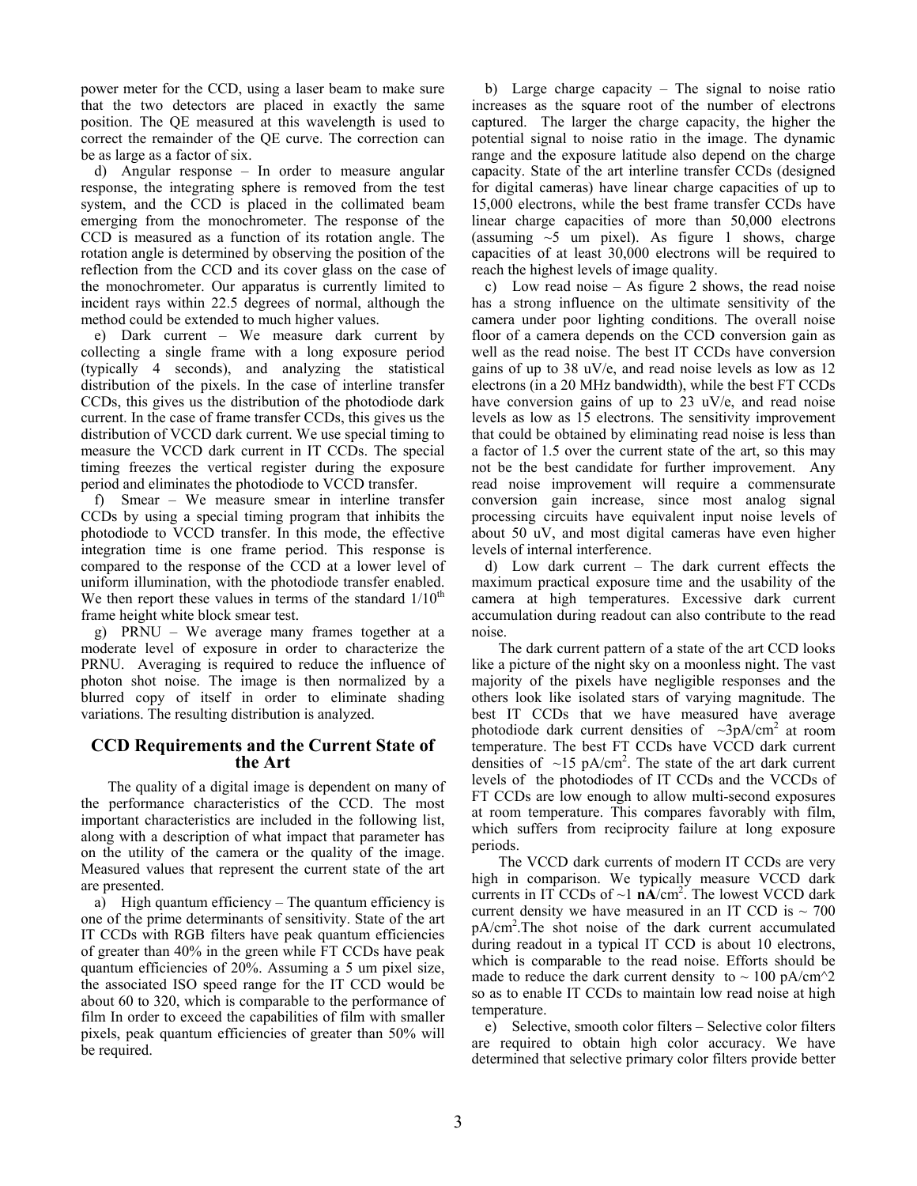power meter for the CCD, using a laser beam to make sure that the two detectors are placed in exactly the same position. The QE measured at this wavelength is used to correct the remainder of the QE curve. The correction can be as large as a factor of six.

d) Angular response – In order to measure angular response, the integrating sphere is removed from the test system, and the CCD is placed in the collimated beam emerging from the monochrometer. The response of the CCD is measured as a function of its rotation angle. The rotation angle is determined by observing the position of the reflection from the CCD and its cover glass on the case of the monochrometer. Our apparatus is currently limited to incident rays within 22.5 degrees of normal, although the method could be extended to much higher values.

e) Dark current – We measure dark current by collecting a single frame with a long exposure period (typically 4 seconds), and analyzing the statistical distribution of the pixels. In the case of interline transfer CCDs, this gives us the distribution of the photodiode dark current. In the case of frame transfer CCDs, this gives us the distribution of VCCD dark current. We use special timing to measure the VCCD dark current in IT CCDs. The special timing freezes the vertical register during the exposure period and eliminates the photodiode to VCCD transfer.

f) Smear – We measure smear in interline transfer CCDs by using a special timing program that inhibits the photodiode to VCCD transfer. In this mode, the effective integration time is one frame period. This response is compared to the response of the CCD at a lower level of uniform illumination, with the photodiode transfer enabled. We then report these values in terms of the standard 1/10th frame height white block smear test.

g) PRNU – We average many frames together at a moderate level of exposure in order to characterize the PRNU. Averaging is required to reduce the influence of photon shot noise. The image is then normalized by a blurred copy of itself in order to eliminate shading variations. The resulting distribution is analyzed.

## CCD Requirements and the Current State of the Art

The quality of a digital image is dependent on many of the performance characteristics of the CCD. The most important characteristics are included in the following list, along with a description of what impact that parameter has on the utility of the camera or the quality of the image. Measured values that represent the current state of the art are presented.

a) High quantum efficiency – The quantum efficiency is one of the prime determinants of sensitivity. State of the art IT CCDs with RGB filters have peak quantum efficiencies of greater than 40% in the green while FT CCDs have peak quantum efficiencies of 20%. Assuming a 5 um pixel size, the associated ISO speed range for the IT CCD would be about 60 to 320, which is comparable to the performance of film In order to exceed the capabilities of film with smaller pixels, peak quantum efficiencies of greater than 50% will be required.

b) Large charge capacity – The signal to noise ratio increases as the square root of the number of electrons captured. The larger the charge capacity, the higher the potential signal to noise ratio in the image. The dynamic range and the exposure latitude also depend on the charge capacity. State of the art interline transfer CCDs (designed for digital cameras) have linear charge capacities of up to 15,000 electrons, while the best frame transfer CCDs have linear charge capacities of more than 50,000 electrons (assuming ~5 um pixel). As figure 1 shows, charge capacities of at least 30,000 electrons will be required to reach the highest levels of image quality.

c) Low read noise – As figure 2 shows, the read noise has a strong influence on the ultimate sensitivity of the camera under poor lighting conditions. The overall noise floor of a camera depends on the CCD conversion gain as well as the read noise. The best IT CCDs have conversion gains of up to 38 uV/e, and read noise levels as low as 12 electrons (in a 20 MHz bandwidth), while the best FT CCDs have conversion gains of up to 23 uV/e, and read noise levels as low as 15 electrons. The sensitivity improvement that could be obtained by eliminating read noise is less than a factor of 1.5 over the current state of the art, so this may not be the best candidate for further improvement. Any read noise improvement will require a commensurate conversion gain increase, since most analog signal processing circuits have equivalent input noise levels of about 50 uV, and most digital cameras have even higher levels of internal interference.

d) Low dark current – The dark current effects the maximum practical exposure time and the usability of the camera at high temperatures. Excessive dark current accumulation during readout can also contribute to the read noise.

The dark current pattern of a state of the art CCD looks like a picture of the night sky on a moonless night. The vast majority of the pixels have negligible responses and the others look like isolated stars of varying magnitude. The best IT CCDs that we have measured have average photodiode dark current densities of ~3pA/cm$^2$ at room temperature. The best FT CCDs have VCCD dark current densities of ~15 pA/cm$^2$. The state of the art dark current levels of the photodiodes of IT CCDs and the VCCDs of FT CCDs are low enough to allow multi-second exposures at room temperature. This compares favorably with film, which suffers from reciprocity failure at long exposure periods.

The VCCD dark currents of modern IT CCDs are very high in comparison. We typically measure VCCD dark currents in IT CCDs of ~1 **nA**/cm$^2$. The lowest VCCD dark current density we have measured in an IT CCD is ~ 700 pA/cm$^2$.The shot noise of the dark current accumulated during readout in a typical IT CCD is about 10 electrons, which is comparable to the read noise. Efforts should be made to reduce the dark current density to ~ 100 pA/cm^2 so as to enable IT CCDs to maintain low read noise at high temperature.

e) Selective, smooth color filters – Selective color filters are required to obtain high color accuracy. We have determined that selective primary color filters provide better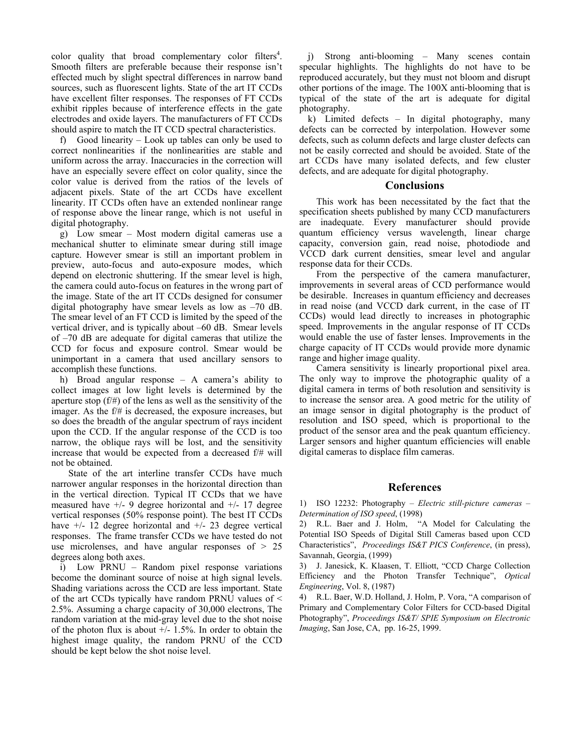color quality that broad complementary color filters[4]. Smooth filters are preferable because their response isn't effected much by slight spectral differences in narrow band sources, such as fluorescent lights. State of the art IT CCDs have excellent filter responses. The responses of FT CCDs exhibit ripples because of interference effects in the gate electrodes and oxide layers. The manufacturers of FT CCDs should aspire to match the IT CCD spectral characteristics.

f) Good linearity – Look up tables can only be used to correct nonlinearities if the nonlinearities are stable and uniform across the array. Inaccuracies in the correction will have an especially severe effect on color quality, since the color value is derived from the ratios of the levels of adjacent pixels. State of the art CCDs have excellent linearity. IT CCDs often have an extended nonlinear range of response above the linear range, which is not useful in digital photography.

g) Low smear – Most modern digital cameras use a mechanical shutter to eliminate smear during still image capture. However smear is still an important problem in preview, auto-focus and auto-exposure modes, which depend on electronic shuttering. If the smear level is high, the camera could auto-focus on features in the wrong part of the image. State of the art IT CCDs designed for consumer digital photography have smear levels as low as –70 dB. The smear level of an FT CCD is limited by the speed of the vertical driver, and is typically about –60 dB. Smear levels of –70 dB are adequate for digital cameras that utilize the CCD for focus and exposure control. Smear would be unimportant in a camera that used ancillary sensors to accomplish these functions.

h) Broad angular response – A camera's ability to collect images at low light levels is determined by the aperture stop (f/#) of the lens as well as the sensitivity of the imager. As the f/# is decreased, the exposure increases, but so does the breadth of the angular spectrum of rays incident upon the CCD. If the angular response of the CCD is too narrow, the oblique rays will be lost, and the sensitivity increase that would be expected from a decreased f/# will not be obtained.

State of the art interline transfer CCDs have much narrower angular responses in the horizontal direction than in the vertical direction. Typical IT CCDs that we have measured have +/- 9 degree horizontal and +/- 17 degree vertical responses (50% response point). The best IT CCDs have +/- 12 degree horizontal and +/- 23 degree vertical responses. The frame transfer CCDs we have tested do not use microlenses, and have angular responses of > 25 degrees along both axes.

i) Low PRNU – Random pixel response variations become the dominant source of noise at high signal levels. Shading variations across the CCD are less important. State of the art CCDs typically have random PRNU values of < 2.5%. Assuming a charge capacity of 30,000 electrons, The random variation at the mid-gray level due to the shot noise of the photon flux is about +/- 1.5%. In order to obtain the highest image quality, the random PRNU of the CCD should be kept below the shot noise level.

j) Strong anti-blooming – Many scenes contain specular highlights. The highlights do not have to be reproduced accurately, but they must not bloom and disrupt other portions of the image. The 100X anti-blooming that is typical of the state of the art is adequate for digital photography.

k) Limited defects – In digital photography, many defects can be corrected by interpolation. However some defects, such as column defects and large cluster defects can not be easily corrected and should be avoided. State of the art CCDs have many isolated defects, and few cluster defects, and are adequate for digital photography.

## Conclusions

This work has been necessitated by the fact that the specification sheets published by many CCD manufacturers are inadequate. Every manufacturer should provide quantum efficiency versus wavelength, linear charge capacity, conversion gain, read noise, photodiode and VCCD dark current densities, smear level and angular response data for their CCDs.

From the perspective of the camera manufacturer, improvements in several areas of CCD performance would be desirable. Increases in quantum efficiency and decreases in read noise (and VCCD dark current, in the case of IT CCDs) would lead directly to increases in photographic speed. Improvements in the angular response of IT CCDs would enable the use of faster lenses. Improvements in the charge capacity of IT CCDs would provide more dynamic range and higher image quality.

Camera sensitivity is linearly proportional pixel area. The only way to improve the photographic quality of a digital camera in terms of both resolution and sensitivity is to increase the sensor area. A good metric for the utility of an image sensor in digital photography is the product of resolution and ISO speed, which is proportional to the product of the sensor area and the peak quantum efficiency. Larger sensors and higher quantum efficiencies will enable digital cameras to displace film cameras.

## References

1) ISO 12232: Photography – *Electric still-picture cameras – Determination of ISO speed*, (1998)

2) R.L. Baer and J. Holm, "A Model for Calculating the Potential ISO Speeds of Digital Still Cameras based upon CCD Characteristics", *Proceedings IS&T PICS Conference*, (in press), Savannah, Georgia, (1999)

3) J. Janesick, K. Klaasen, T. Elliott, "CCD Charge Collection Efficiency and the Photon Transfer Technique", *Optical Engineering*, Vol. 8, (1987)

4) R.L. Baer, W.D. Holland, J. Holm, P. Vora, "A comparison of Primary and Complementary Color Filters for CCD-based Digital Photography", *Proceedings IS&T/ SPIE Symposium on Electronic Imaging*, San Jose, CA, pp. 16-25, 1999.